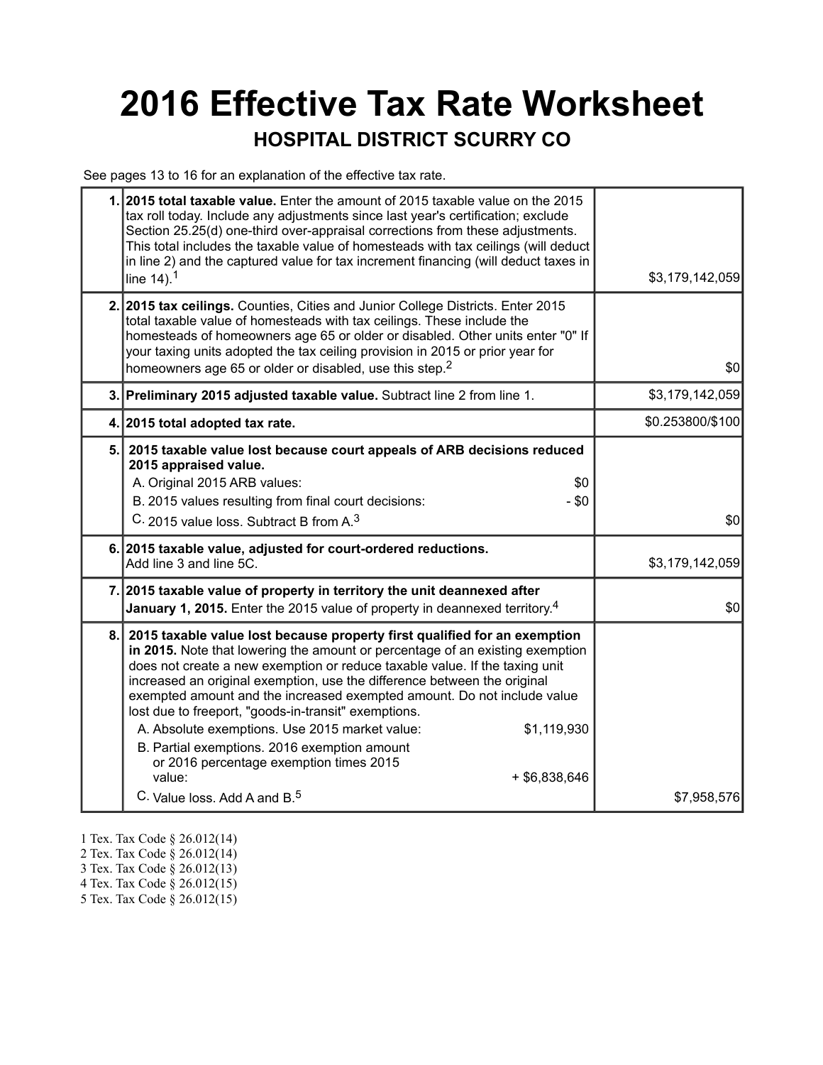# 2016 Effective Tax Rate Worksheet

## HOSPITAL DISTRICT SCURRY CO

See pages 13 to 16 for an explanation of the effective tax rate.

| | | |
|---|---|---|
| 1. | **2015 total taxable value.** Enter the amount of 2015 taxable value on the 2015 tax roll today. Include any adjustments since last year's certification; exclude Section 25.25(d) one-third over-appraisal corrections from these adjustments. This total includes the taxable value of homesteads with tax ceilings (will deduct in line 2) and the captured value for tax increment financing (will deduct taxes in line 14).[1] | $3,179,142,059 |
| 2. | **2015 tax ceilings.** Counties, Cities and Junior College Districts. Enter 2015 total taxable value of homesteads with tax ceilings. These include the homesteads of homeowners age 65 or older or disabled. Other units enter "0" If your taxing units adopted the tax ceiling provision in 2015 or prior year for homeowners age 65 or older or disabled, use this step.[2] | $0 |
| 3. | **Preliminary 2015 adjusted taxable value.** Subtract line 2 from line 1. | $3,179,142,059 |
| 4. | **2015 total adopted tax rate.** | $0.253800/$100 |
| 5. | **2015 taxable value lost because court appeals of ARB decisions reduced 2015 appraised value.**<br>A. Original 2015 ARB values: $0<br>B. 2015 values resulting from final court decisions: - $0<br>C. 2015 value loss. Subtract B from A.[3] | $0 |
| 6. | **2015 taxable value, adjusted for court-ordered reductions.** Add line 3 and line 5C. | $3,179,142,059 |
| 7. | **2015 taxable value of property in territory the unit deannexed after January 1, 2015.** Enter the 2015 value of property in deannexed territory.[4] | $0 |
| 8. | **2015 taxable value lost because property first qualified for an exemption in 2015.** Note that lowering the amount or percentage of an existing exemption does not create a new exemption or reduce taxable value. If the taxing unit increased an original exemption, use the difference between the original exempted amount and the increased exempted amount. Do not include value lost due to freeport, "goods-in-transit" exemptions.<br>A. Absolute exemptions. Use 2015 market value: $1,119,930<br>B. Partial exemptions. 2016 exemption amount or 2016 percentage exemption times 2015 value: + $6,838,646<br>C. Value loss. Add A and B.[5] | $7,958,576 |

1 Tex. Tax Code § 26.012(14)
2 Tex. Tax Code § 26.012(14)
3 Tex. Tax Code § 26.012(13)
4 Tex. Tax Code § 26.012(15)
5 Tex. Tax Code § 26.012(15)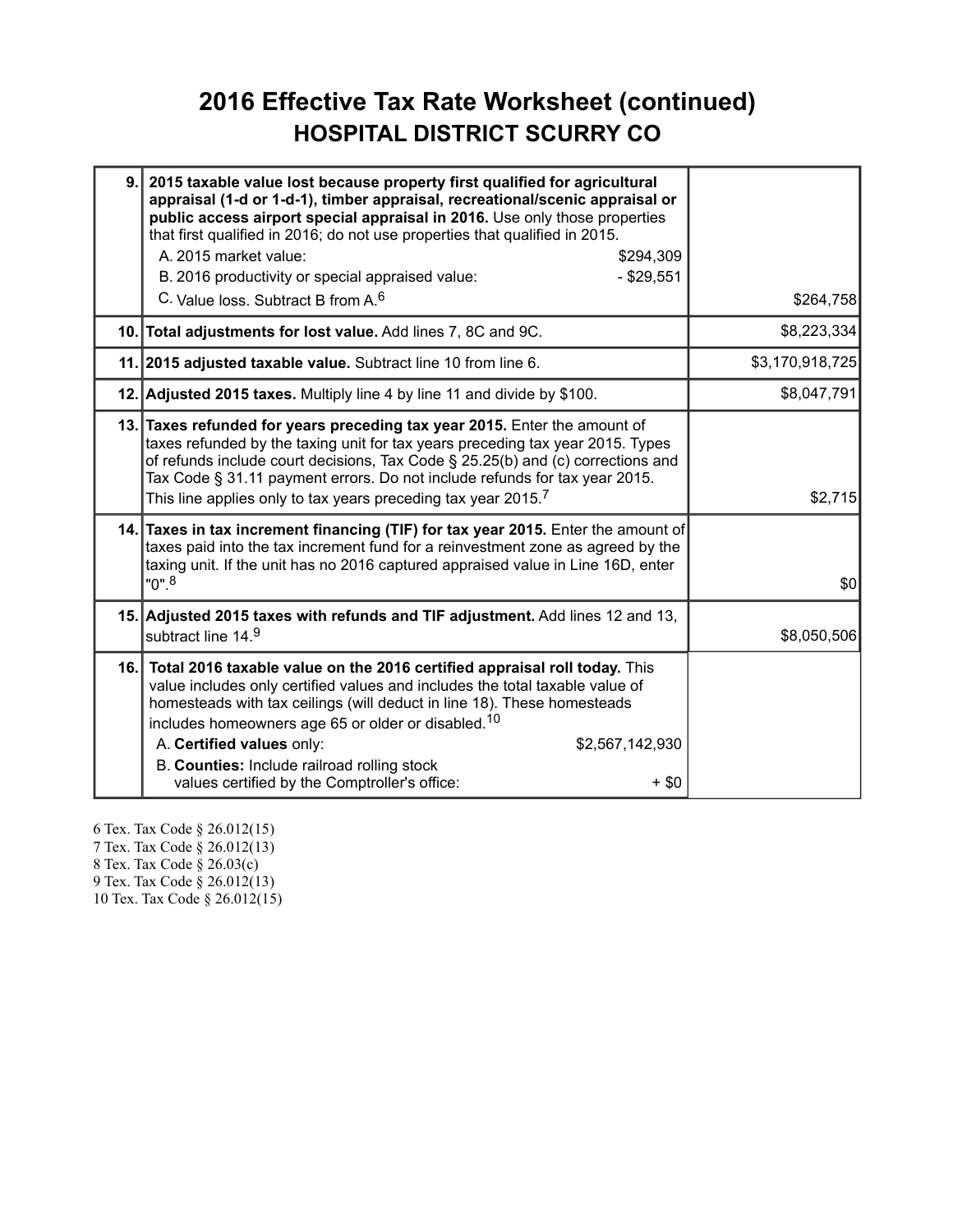# 2016 Effective Tax Rate Worksheet (continued)

## HOSPITAL DISTRICT SCURRY CO

| | | |
|---|---|---|
| 9. | **2015 taxable value lost because property first qualified for agricultural appraisal (1-d or 1-d-1), timber appraisal, recreational/scenic appraisal or public access airport special appraisal in 2016.** Use only those properties that first qualified in 2016; do not use properties that qualified in 2015.<br>A. 2015 market value: $294,309<br>B. 2016 productivity or special appraised value: - $29,551<br>C. Value loss. Subtract B from A.[6] | $264,758 |
| 10. | **Total adjustments for lost value.** Add lines 7, 8C and 9C. | $8,223,334 |
| 11. | **2015 adjusted taxable value.** Subtract line 10 from line 6. | $3,170,918,725 |
| 12. | **Adjusted 2015 taxes.** Multiply line 4 by line 11 and divide by $100. | $8,047,791 |
| 13. | **Taxes refunded for years preceding tax year 2015.** Enter the amount of taxes refunded by the taxing unit for tax years preceding tax year 2015. Types of refunds include court decisions, Tax Code § 25.25(b) and (c) corrections and Tax Code § 31.11 payment errors. Do not include refunds for tax year 2015. This line applies only to tax years preceding tax year 2015.[7] | $2,715 |
| 14. | **Taxes in tax increment financing (TIF) for tax year 2015.** Enter the amount of taxes paid into the tax increment fund for a reinvestment zone as agreed by the taxing unit. If the unit has no 2016 captured appraised value in Line 16D, enter "0".[8] | $0 |
| 15. | **Adjusted 2015 taxes with refunds and TIF adjustment.** Add lines 12 and 13, subtract line 14.[9] | $8,050,506 |
| 16. | **Total 2016 taxable value on the 2016 certified appraisal roll today.** This value includes only certified values and includes the total taxable value of homesteads with tax ceilings (will deduct in line 18). These homesteads includes homeowners age 65 or older or disabled.[10]<br>A. **Certified values** only: $2,567,142,930<br>B. **Counties:** Include railroad rolling stock values certified by the Comptroller's office: + $0 | |

6 Tex. Tax Code § 26.012(15)
7 Tex. Tax Code § 26.012(13)
8 Tex. Tax Code § 26.03(c)
9 Tex. Tax Code § 26.012(13)
10 Tex. Tax Code § 26.012(15)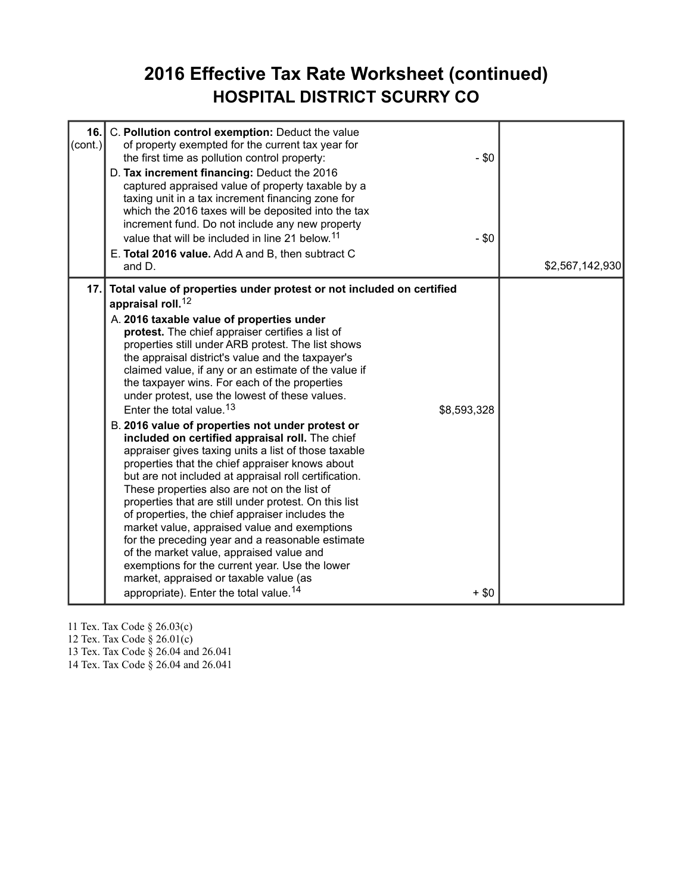# 2016 Effective Tax Rate Worksheet (continued)

## HOSPITAL DISTRICT SCURRY CO

| | | | |
|---|---|---|---|
| **16.** (cont.) | C. **Pollution control exemption:** Deduct the value of property exempted for the current tax year for the first time as pollution control property: | - $0 | |
| | D. **Tax increment financing:** Deduct the 2016 captured appraised value of property taxable by a taxing unit in a tax increment financing zone for which the 2016 taxes will be deposited into the tax increment fund. Do not include any new property value that will be included in line 21 below.[11] | - $0 | |
| | E. **Total 2016 value.** Add A and B, then subtract C and D. | | $2,567,142,930 |
| **17.** | **Total value of properties under protest or not included on certified appraisal roll.**[12] | | |
| | A. **2016 taxable value of properties under protest.** The chief appraiser certifies a list of properties still under ARB protest. The list shows the appraisal district's value and the taxpayer's claimed value, if any or an estimate of the value if the taxpayer wins. For each of the properties under protest, use the lowest of these values. Enter the total value.[13] | $8,593,328 | |
| | B. **2016 value of properties not under protest or included on certified appraisal roll.** The chief appraiser gives taxing units a list of those taxable properties that the chief appraiser knows about but are not included at appraisal roll certification. These properties also are not on the list of properties that are still under protest. On this list of properties, the chief appraiser includes the market value, appraised value and exemptions for the preceding year and a reasonable estimate of the market value, appraised value and exemptions for the current year. Use the lower market, appraised or taxable value (as appropriate). Enter the total value.[14] | + $0 | |

11 Tex. Tax Code § 26.03(c)
12 Tex. Tax Code § 26.01(c)
13 Tex. Tax Code § 26.04 and 26.041
14 Tex. Tax Code § 26.04 and 26.041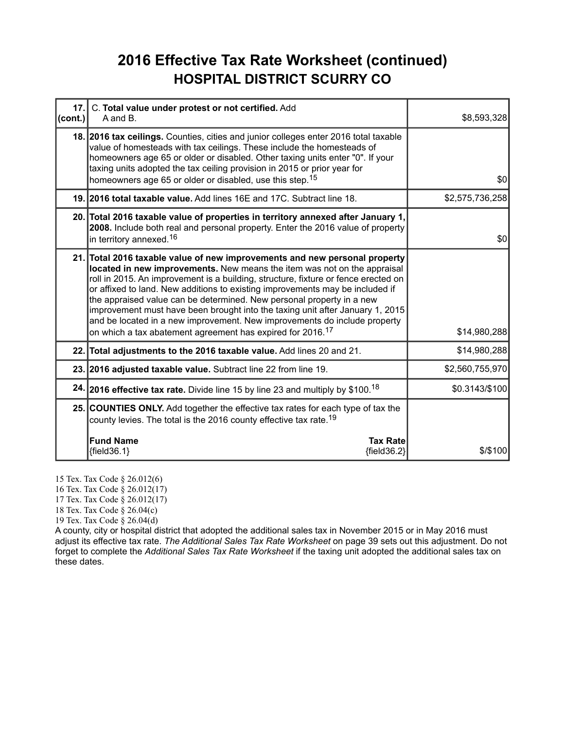# 2016 Effective Tax Rate Worksheet (continued)

## HOSPITAL DISTRICT SCURRY CO

| | | |
|---|---|---|
| **17. (cont.)** | C. **Total value under protest or not certified.** Add A and B. | $8,593,328 |
| **18.** | **2016 tax ceilings.** Counties, cities and junior colleges enter 2016 total taxable value of homesteads with tax ceilings. These include the homesteads of homeowners age 65 or older or disabled. Other taxing units enter "0". If your taxing units adopted the tax ceiling provision in 2015 or prior year for homeowners age 65 or older or disabled, use this step.[15] | $0 |
| **19.** | **2016 total taxable value.** Add lines 16E and 17C. Subtract line 18. | $2,575,736,258 |
| **20.** | **Total 2016 taxable value of properties in territory annexed after January 1, 2008.** Include both real and personal property. Enter the 2016 value of property in territory annexed.[16] | $0 |
| **21.** | **Total 2016 taxable value of new improvements and new personal property located in new improvements.** New means the item was not on the appraisal roll in 2015. An improvement is a building, structure, fixture or fence erected on or affixed to land. New additions to existing improvements may be included if the appraised value can be determined. New personal property in a new improvement must have been brought into the taxing unit after January 1, 2015 and be located in a new improvement. New improvements do include property on which a tax abatement agreement has expired for 2016.[17] | $14,980,288 |
| **22.** | **Total adjustments to the 2016 taxable value.** Add lines 20 and 21. | $14,980,288 |
| **23.** | **2016 adjusted taxable value.** Subtract line 22 from line 19. | $2,560,755,970 |
| **24.** | **2016 effective tax rate.** Divide line 15 by line 23 and multiply by $100.[18] | $0.3143/$100 |
| **25.** | **COUNTIES ONLY.** Add together the effective tax rates for each type of tax the county levies. The total is the 2016 county effective tax rate.[19]<br><br>**Fund Name** — **Tax Rate**<br>{field36.1} — {field36.2} | $/$100 |

15 Tex. Tax Code § 26.012(6)
16 Tex. Tax Code § 26.012(17)
17 Tex. Tax Code § 26.012(17)
18 Tex. Tax Code § 26.04(c)
19 Tex. Tax Code § 26.04(d)

A county, city or hospital district that adopted the additional sales tax in November 2015 or in May 2016 must adjust its effective tax rate. *The Additional Sales Tax Rate Worksheet* on page 39 sets out this adjustment. Do not forget to complete the *Additional Sales Tax Rate Worksheet* if the taxing unit adopted the additional sales tax on these dates.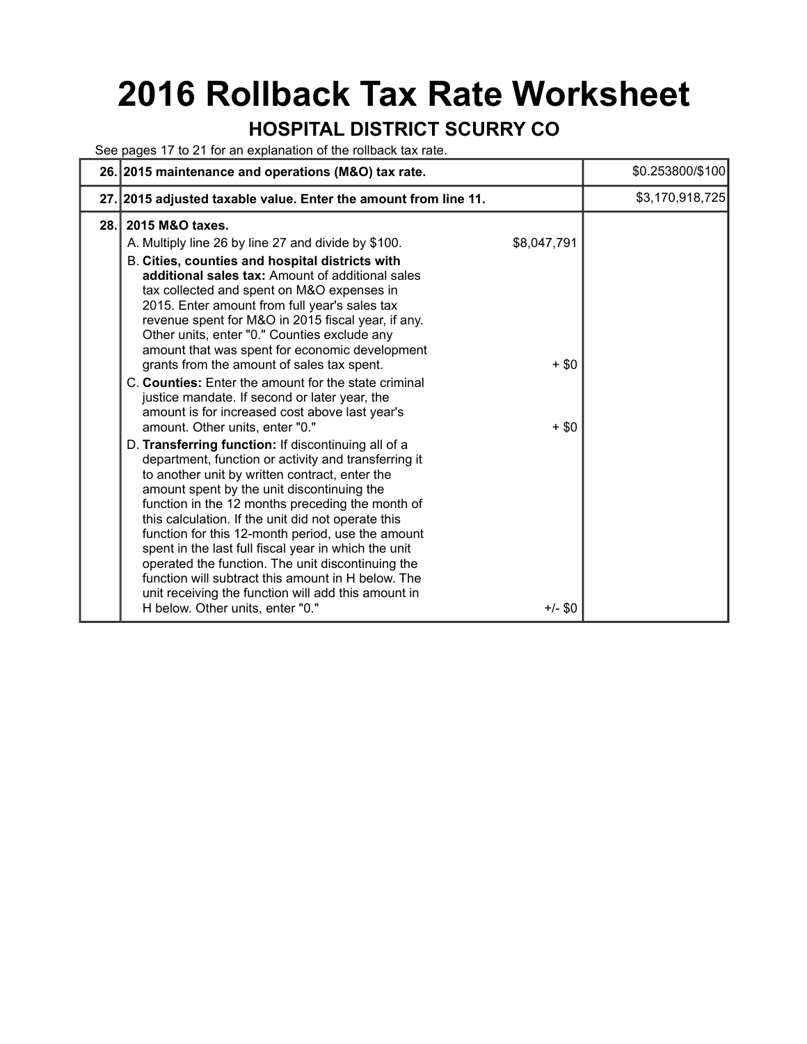# 2016 Rollback Tax Rate Worksheet

## HOSPITAL DISTRICT SCURRY CO

See pages 17 to 21 for an explanation of the rollback tax rate.

| Line | Description | | Amount |
|---|---|---|---|
| 26. | **2015 maintenance and operations (M&O) tax rate.** | | $0.253800/$100 |
| 27. | **2015 adjusted taxable value. Enter the amount from line 11.** | | $3,170,918,725 |
| 28. | **2015 M&O taxes.** | | |
| | A. Multiply line 26 by line 27 and divide by $100. | $8,047,791 | |
| | B. **Cities, counties and hospital districts with additional sales tax:** Amount of additional sales tax collected and spent on M&O expenses in 2015. Enter amount from full year's sales tax revenue spent for M&O in 2015 fiscal year, if any. Other units, enter "0." Counties exclude any amount that was spent for economic development grants from the amount of sales tax spent. | + $0 | |
| | C. **Counties:** Enter the amount for the state criminal justice mandate. If second or later year, the amount is for increased cost above last year's amount. Other units, enter "0." | + $0 | |
| | D. **Transferring function:** If discontinuing all of a department, function or activity and transferring it to another unit by written contract, enter the amount spent by the unit discontinuing the function in the 12 months preceding the month of this calculation. If the unit did not operate this function for this 12-month period, use the amount spent in the last full fiscal year in which the unit operated the function. The unit discontinuing the function will subtract this amount in H below. The unit receiving the function will add this amount in H below. Other units, enter "0." | +/- $0 | |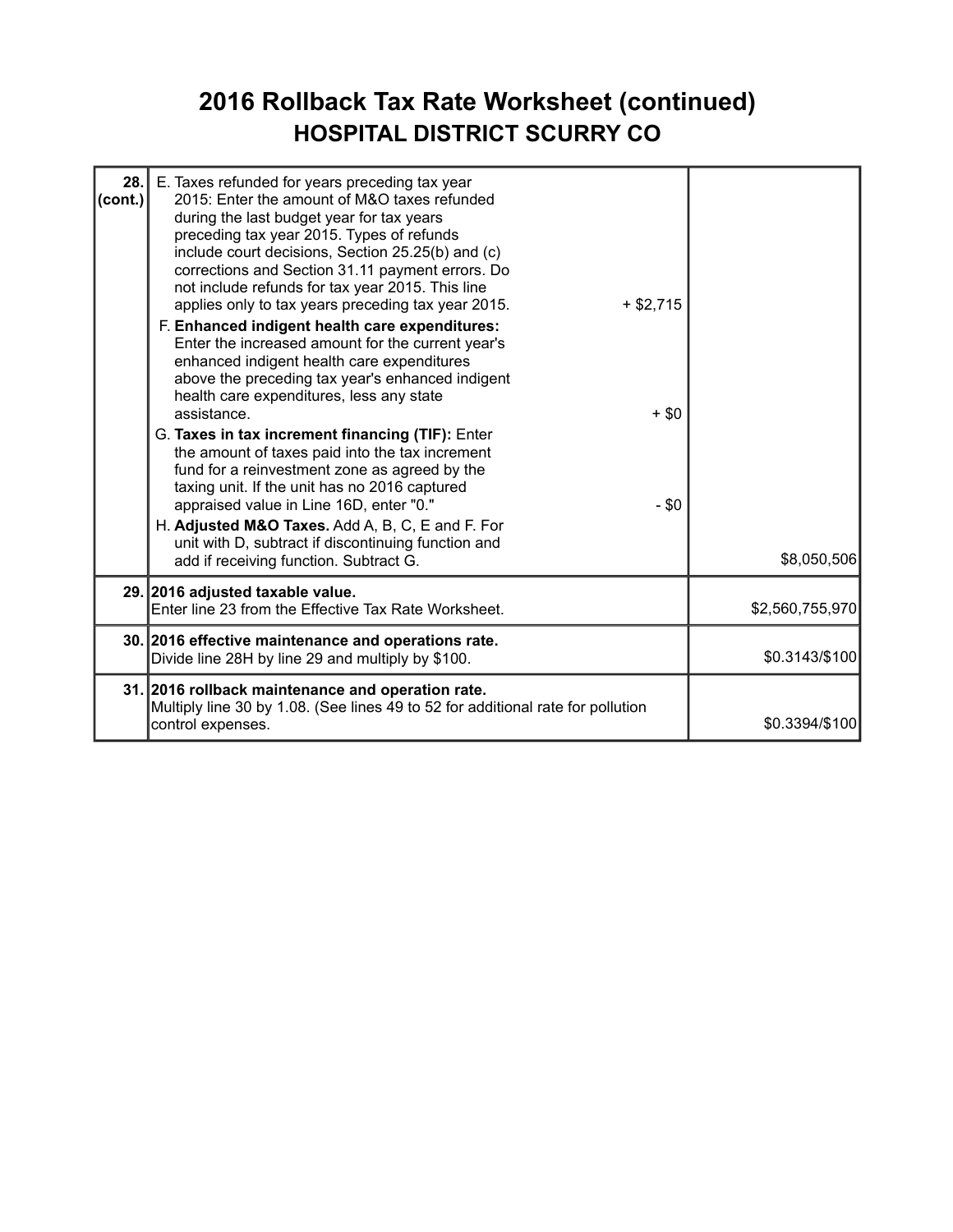# 2016 Rollback Tax Rate Worksheet (continued)

## HOSPITAL DISTRICT SCURRY CO

| | | |
|---|---|---|
| **28. (cont.)** | E. Taxes refunded for years preceding tax year 2015: Enter the amount of M&O taxes refunded during the last budget year for tax years preceding tax year 2015. Types of refunds include court decisions, Section 25.25(b) and (c) corrections and Section 31.11 payment errors. Do not include refunds for tax year 2015. This line applies only to tax years preceding tax year 2015. + $2,715<br>F. **Enhanced indigent health care expenditures:** Enter the increased amount for the current year's enhanced indigent health care expenditures above the preceding tax year's enhanced indigent health care expenditures, less any state assistance. + $0<br>G. **Taxes in tax increment financing (TIF):** Enter the amount of taxes paid into the tax increment fund for a reinvestment zone as agreed by the taxing unit. If the unit has no 2016 captured appraised value in Line 16D, enter "0." - $0<br>H. **Adjusted M&O Taxes.** Add A, B, C, E and F. For unit with D, subtract if discontinuing function and add if receiving function. Subtract G. | $8,050,506 |
| **29.** | **2016 adjusted taxable value.**<br>Enter line 23 from the Effective Tax Rate Worksheet. | $2,560,755,970 |
| **30.** | **2016 effective maintenance and operations rate.**<br>Divide line 28H by line 29 and multiply by $100. | $0.3143/$100 |
| **31.** | **2016 rollback maintenance and operation rate.**<br>Multiply line 30 by 1.08. (See lines 49 to 52 for additional rate for pollution control expenses. | $0.3394/$100 |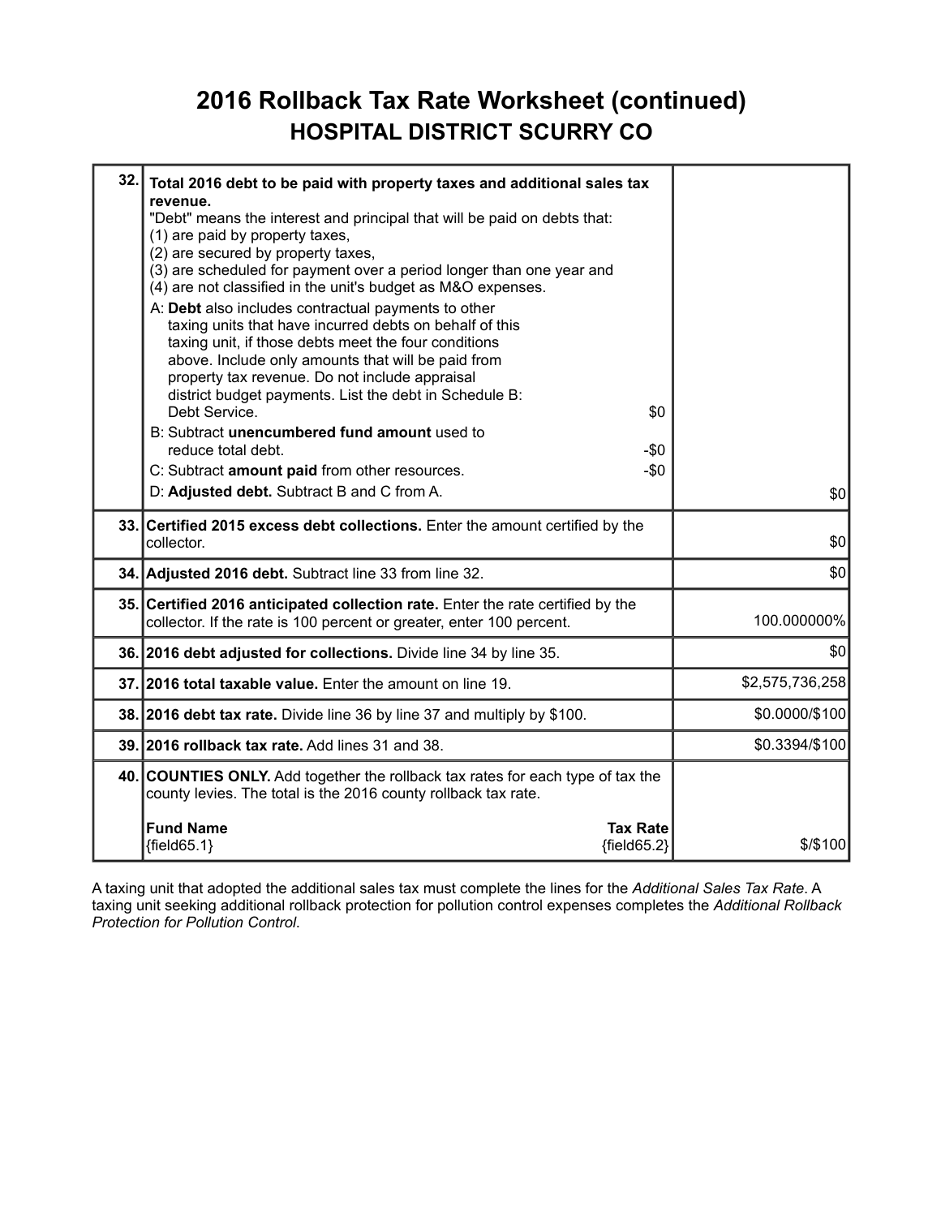# 2016 Rollback Tax Rate Worksheet (continued)

## HOSPITAL DISTRICT SCURRY CO

| Line | Description | Amount |
|---|---|---|
| 32. | **Total 2016 debt to be paid with property taxes and additional sales tax revenue.**<br>"Debt" means the interest and principal that will be paid on debts that:<br>(1) are paid by property taxes,<br>(2) are secured by property taxes,<br>(3) are scheduled for payment over a period longer than one year and<br>(4) are not classified in the unit's budget as M&O expenses.<br>A: **Debt** also includes contractual payments to other taxing units that have incurred debts on behalf of this taxing unit, if those debts meet the four conditions above. Include only amounts that will be paid from property tax revenue. Do not include appraisal district budget payments. List the debt in Schedule B: Debt Service. $0<br>B: Subtract **unencumbered fund amount** used to reduce total debt. -$0<br>C: Subtract **amount paid** from other resources. -$0<br>D: **Adjusted debt.** Subtract B and C from A. | $0 |
| 33. | **Certified 2015 excess debt collections.** Enter the amount certified by the collector. | $0 |
| 34. | **Adjusted 2016 debt.** Subtract line 33 from line 32. | $0 |
| 35. | **Certified 2016 anticipated collection rate.** Enter the rate certified by the collector. If the rate is 100 percent or greater, enter 100 percent. | 100.000000% |
| 36. | **2016 debt adjusted for collections.** Divide line 34 by line 35. | $0 |
| 37. | **2016 total taxable value.** Enter the amount on line 19. | $2,575,736,258 |
| 38. | **2016 debt tax rate.** Divide line 36 by line 37 and multiply by $100. | $0.0000/$100 |
| 39. | **2016 rollback tax rate.** Add lines 31 and 38. | $0.3394/$100 |
| 40. | **COUNTIES ONLY.** Add together the rollback tax rates for each type of tax the county levies. The total is the 2016 county rollback tax rate.<br>**Fund Name** / **Tax Rate**<br>{field65.1} / {field65.2} | $/$100 |

A taxing unit that adopted the additional sales tax must complete the lines for the *Additional Sales Tax Rate*. A taxing unit seeking additional rollback protection for pollution control expenses completes the *Additional Rollback Protection for Pollution Control*.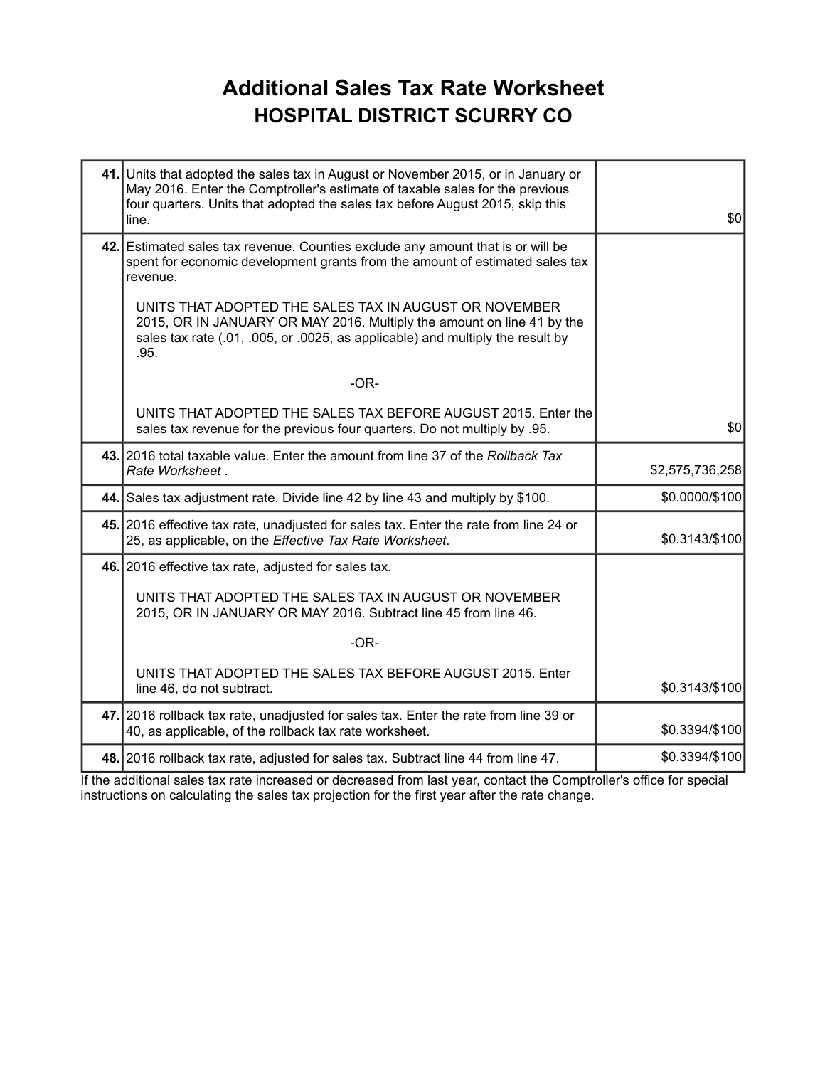# Additional Sales Tax Rate Worksheet

## HOSPITAL DISTRICT SCURRY CO

| | | |
|---|---|---|
| **41.** | Units that adopted the sales tax in August or November 2015, or in January or May 2016. Enter the Comptroller's estimate of taxable sales for the previous four quarters. Units that adopted the sales tax before August 2015, skip this line. | $0 |
| **42.** | Estimated sales tax revenue. Counties exclude any amount that is or will be spent for economic development grants from the amount of estimated sales tax revenue.<br><br>UNITS THAT ADOPTED THE SALES TAX IN AUGUST OR NOVEMBER 2015, OR IN JANUARY OR MAY 2016. Multiply the amount on line 41 by the sales tax rate (.01, .005, or .0025, as applicable) and multiply the result by .95.<br><br>-OR-<br><br>UNITS THAT ADOPTED THE SALES TAX BEFORE AUGUST 2015. Enter the sales tax revenue for the previous four quarters. Do not multiply by .95. | $0 |
| **43.** | 2016 total taxable value. Enter the amount from line 37 of the *Rollback Tax Rate Worksheet* . | $2,575,736,258 |
| **44.** | Sales tax adjustment rate. Divide line 42 by line 43 and multiply by $100. | $0.0000/$100 |
| **45.** | 2016 effective tax rate, unadjusted for sales tax. Enter the rate from line 24 or 25, as applicable, on the *Effective Tax Rate Worksheet*. | $0.3143/$100 |
| **46.** | 2016 effective tax rate, adjusted for sales tax.<br><br>UNITS THAT ADOPTED THE SALES TAX IN AUGUST OR NOVEMBER 2015, OR IN JANUARY OR MAY 2016. Subtract line 45 from line 46.<br><br>-OR-<br><br>UNITS THAT ADOPTED THE SALES TAX BEFORE AUGUST 2015. Enter line 46, do not subtract. | $0.3143/$100 |
| **47.** | 2016 rollback tax rate, unadjusted for sales tax. Enter the rate from line 39 or 40, as applicable, of the rollback tax rate worksheet. | $0.3394/$100 |
| **48.** | 2016 rollback tax rate, adjusted for sales tax. Subtract line 44 from line 47. | $0.3394/$100 |

If the additional sales tax rate increased or decreased from last year, contact the Comptroller's office for special instructions on calculating the sales tax projection for the first year after the rate change.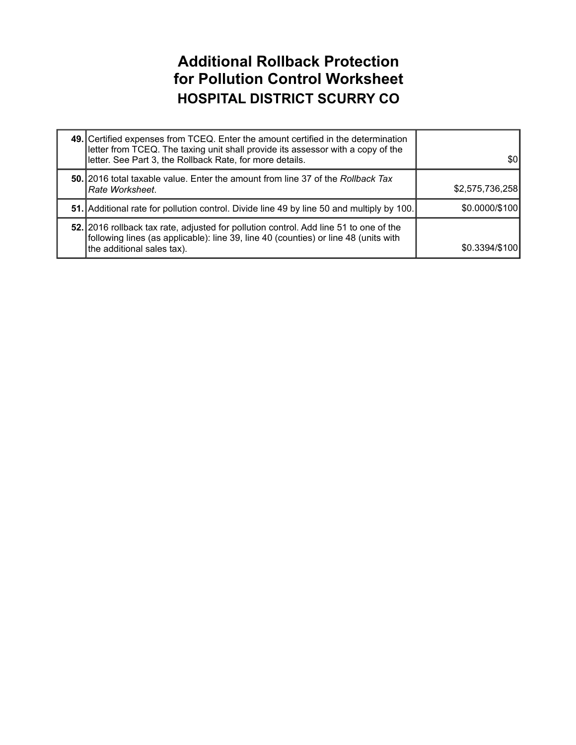# Additional Rollback Protection for Pollution Control Worksheet

## HOSPITAL DISTRICT SCURRY CO

| | | |
|---|---|---|
| **49.** | Certified expenses from TCEQ. Enter the amount certified in the determination letter from TCEQ. The taxing unit shall provide its assessor with a copy of the letter. See Part 3, the Rollback Rate, for more details. | $0 |
| **50.** | 2016 total taxable value. Enter the amount from line 37 of the *Rollback Tax Rate Worksheet*. | $2,575,736,258 |
| **51.** | Additional rate for pollution control. Divide line 49 by line 50 and multiply by 100. | $0.0000/$100 |
| **52.** | 2016 rollback tax rate, adjusted for pollution control. Add line 51 to one of the following lines (as applicable): line 39, line 40 (counties) or line 48 (units with the additional sales tax). | $0.3394/$100 |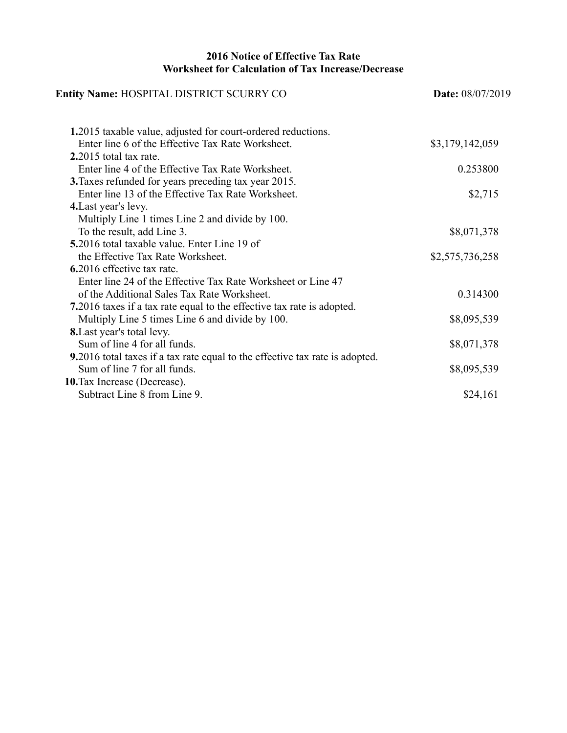# 2016 Notice of Effective Tax Rate
## Worksheet for Calculation of Tax Increase/Decrease

**Entity Name:** HOSPITAL DISTRICT SCURRY CO **Date:** 08/07/2019

| | |
|---|---|
| **1.** 2015 taxable value, adjusted for court-ordered reductions. Enter line 6 of the Effective Tax Rate Worksheet. | $3,179,142,059 |
| **2.** 2015 total tax rate. Enter line 4 of the Effective Tax Rate Worksheet. | 0.253800 |
| **3.** Taxes refunded for years preceding tax year 2015. Enter line 13 of the Effective Tax Rate Worksheet. | $2,715 |
| **4.** Last year's levy. Multiply Line 1 times Line 2 and divide by 100. To the result, add Line 3. | $8,071,378 |
| **5.** 2016 total taxable value. Enter Line 19 of the Effective Tax Rate Worksheet. | $2,575,736,258 |
| **6.** 2016 effective tax rate. Enter line 24 of the Effective Tax Rate Worksheet or Line 47 of the Additional Sales Tax Rate Worksheet. | 0.314300 |
| **7.** 2016 taxes if a tax rate equal to the effective tax rate is adopted. Multiply Line 5 times Line 6 and divide by 100. | $8,095,539 |
| **8.** Last year's total levy. Sum of line 4 for all funds. | $8,071,378 |
| **9.** 2016 total taxes if a tax rate equal to the effective tax rate is adopted. Sum of line 7 for all funds. | $8,095,539 |
| **10.** Tax Increase (Decrease). Subtract Line 8 from Line 9. | $24,161 |